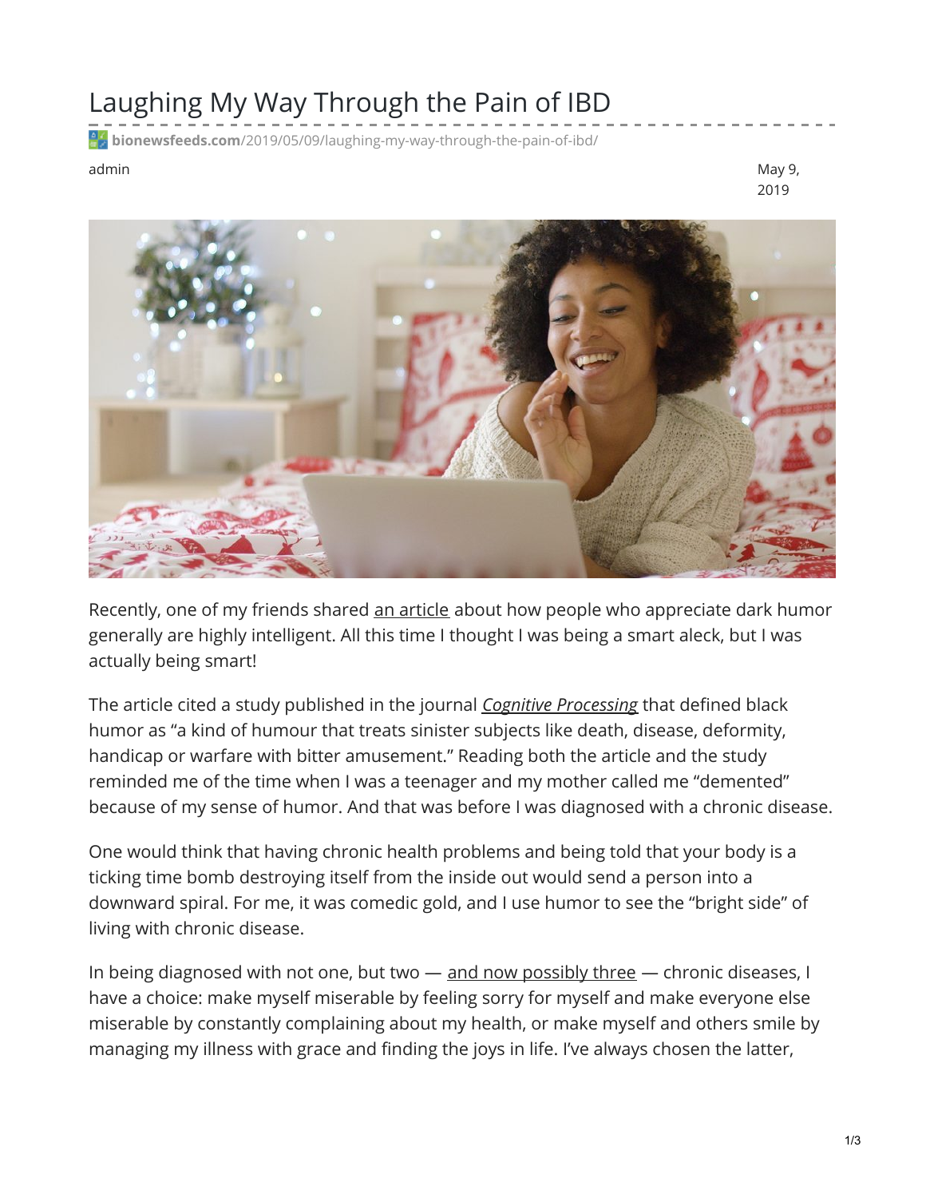# Laughing My Way Through the Pain of IBD

**bionewsfeeds.com**/2019/05/09/laughing-my-way-through-the-pain-of-ibd/

admin

May 9, 2019

Recently, one of my friends shared an article about how people who appreciate dark humor generally are highly intelligent. All this time I thought I was being a smart aleck, but I was actually being smart!

The article cited a study published in the journal *Cognitive Processing* that defined black humor as "a kind of humour that treats sinister subjects like death, disease, deformity, handicap or warfare with bitter amusement." Reading both the article and the study reminded me of the time when I was a teenager and my mother called me "demented" because of my sense of humor. And that was before I was diagnosed with a chronic disease.

One would think that having chronic health problems and being told that your body is a ticking time bomb destroying itself from the inside out would send a person into a downward spiral. For me, it was comedic gold, and I use humor to see the "bright side" of living with chronic disease.

In being diagnosed with not one, but two — and now possibly three — chronic diseases, I have a choice: make myself miserable by feeling sorry for myself and make everyone else miserable by constantly complaining about my health, or make myself and others smile by managing my illness with grace and finding the joys in life. I've always chosen the latter,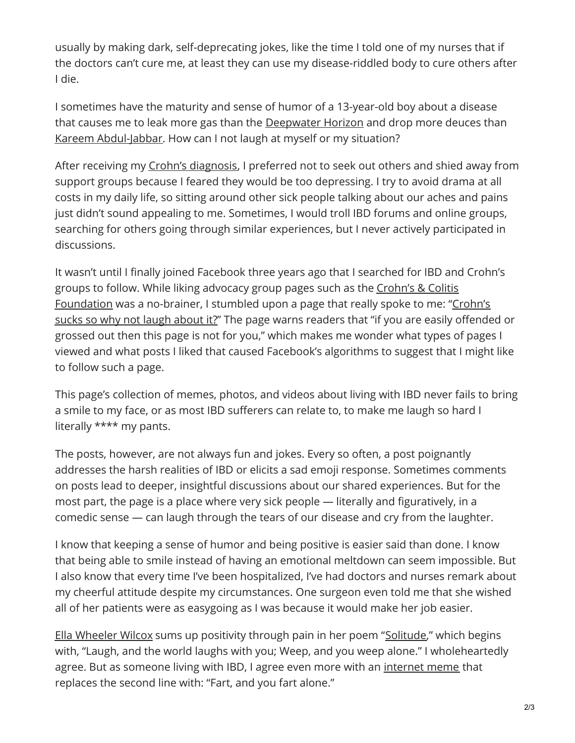usually by making dark, self-deprecating jokes, like the time I told one of my nurses that if the doctors can't cure me, at least they can use my disease-riddled body to cure others after I die.

I sometimes have the maturity and sense of humor of a 13-year-old boy about a disease that causes me to leak more gas than the Deepwater Horizon and drop more deuces than Kareem Abdul-Jabbar. How can I not laugh at myself or my situation?

After receiving my Crohn's diagnosis, I preferred not to seek out others and shied away from support groups because I feared they would be too depressing. I try to avoid drama at all costs in my daily life, so sitting around other sick people talking about our aches and pains just didn't sound appealing to me. Sometimes, I would troll IBD forums and online groups, searching for others going through similar experiences, but I never actively participated in discussions.

It wasn't until I finally joined Facebook three years ago that I searched for IBD and Crohn's groups to follow. While liking advocacy group pages such as the Crohn's & Colitis Foundation was a no-brainer, I stumbled upon a page that really spoke to me: "Crohn's sucks so why not laugh about it?" The page warns readers that "if you are easily offended or grossed out then this page is not for you," which makes me wonder what types of pages I viewed and what posts I liked that caused Facebook's algorithms to suggest that I might like to follow such a page.

This page's collection of memes, photos, and videos about living with IBD never fails to bring a smile to my face, or as most IBD sufferers can relate to, to make me laugh so hard I literally **** my pants.

The posts, however, are not always fun and jokes. Every so often, a post poignantly addresses the harsh realities of IBD or elicits a sad emoji response. Sometimes comments on posts lead to deeper, insightful discussions about our shared experiences. But for the most part, the page is a place where very sick people — literally and figuratively, in a comedic sense — can laugh through the tears of our disease and cry from the laughter.

I know that keeping a sense of humor and being positive is easier said than done. I know that being able to smile instead of having an emotional meltdown can seem impossible. But I also know that every time I've been hospitalized, I've had doctors and nurses remark about my cheerful attitude despite my circumstances. One surgeon even told me that she wished all of her patients were as easygoing as I was because it would make her job easier.

Ella Wheeler Wilcox sums up positivity through pain in her poem "Solitude," which begins with, "Laugh, and the world laughs with you; Weep, and you weep alone." I wholeheartedly agree. But as someone living with IBD, I agree even more with an internet meme that replaces the second line with: "Fart, and you fart alone."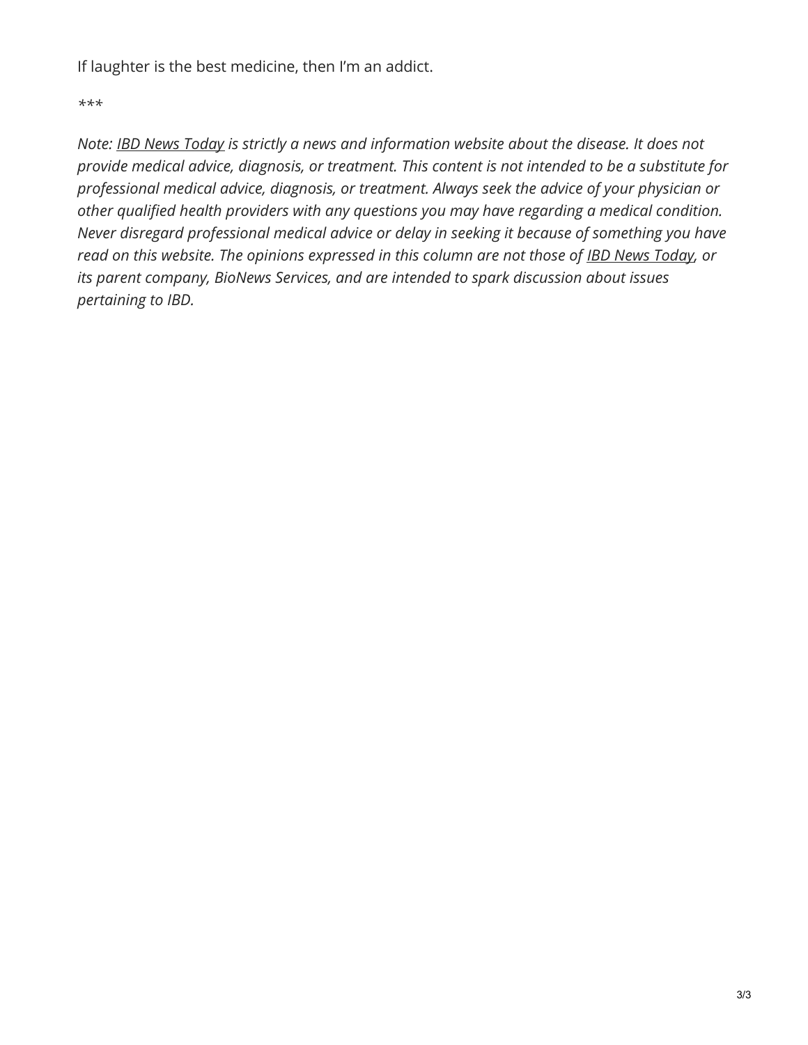If laughter is the best medicine, then I'm an addict.

*\*\*\**

*Note: IBD News Today is strictly a news and information website about the disease. It does not provide medical advice, diagnosis, or treatment. This content is not intended to be a substitute for professional medical advice, diagnosis, or treatment. Always seek the advice of your physician or other qualified health providers with any questions you may have regarding a medical condition. Never disregard professional medical advice or delay in seeking it because of something you have read on this website. The opinions expressed in this column are not those of IBD News Today, or its parent company, BioNews Services, and are intended to spark discussion about issues pertaining to IBD.*